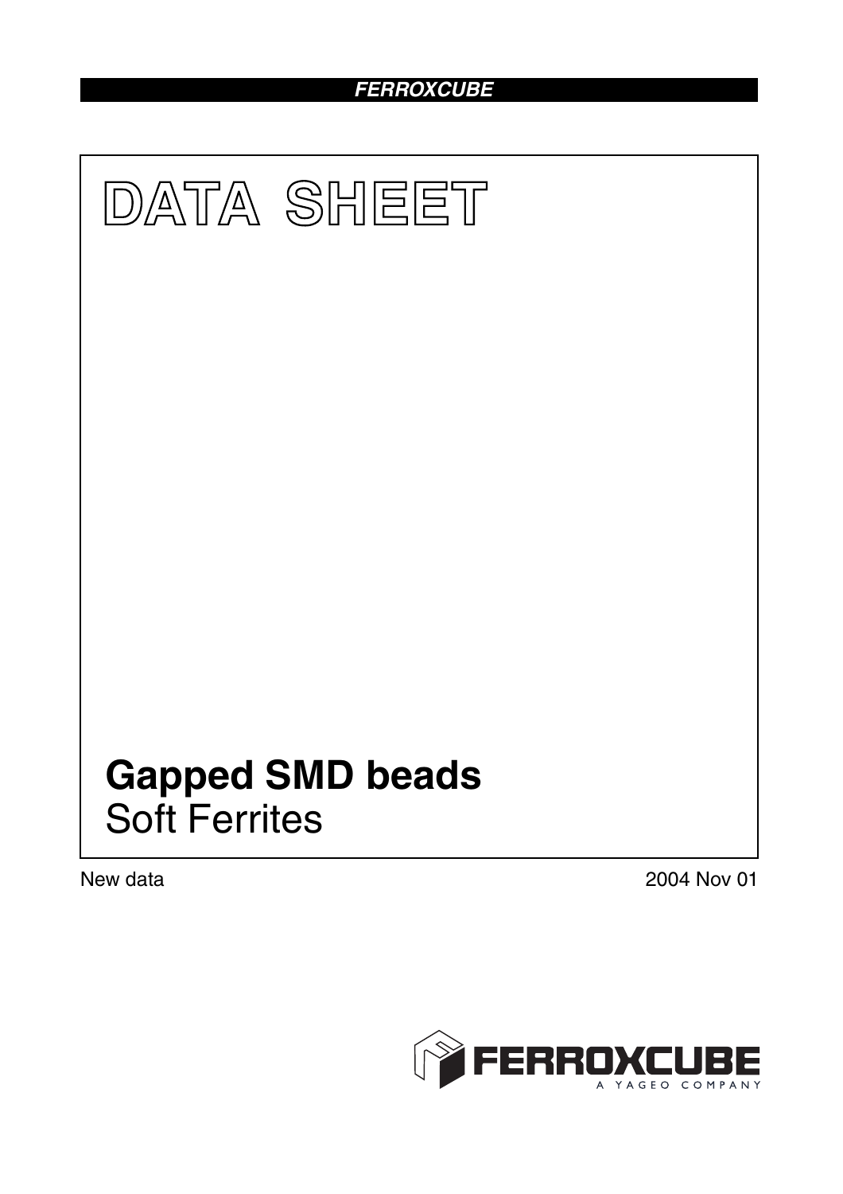# DATA SHEET

## Gapped SMD beads

Soft Ferrites

New data

2004 Nov 01

FERROXCUBE

A YAGEO COMPANY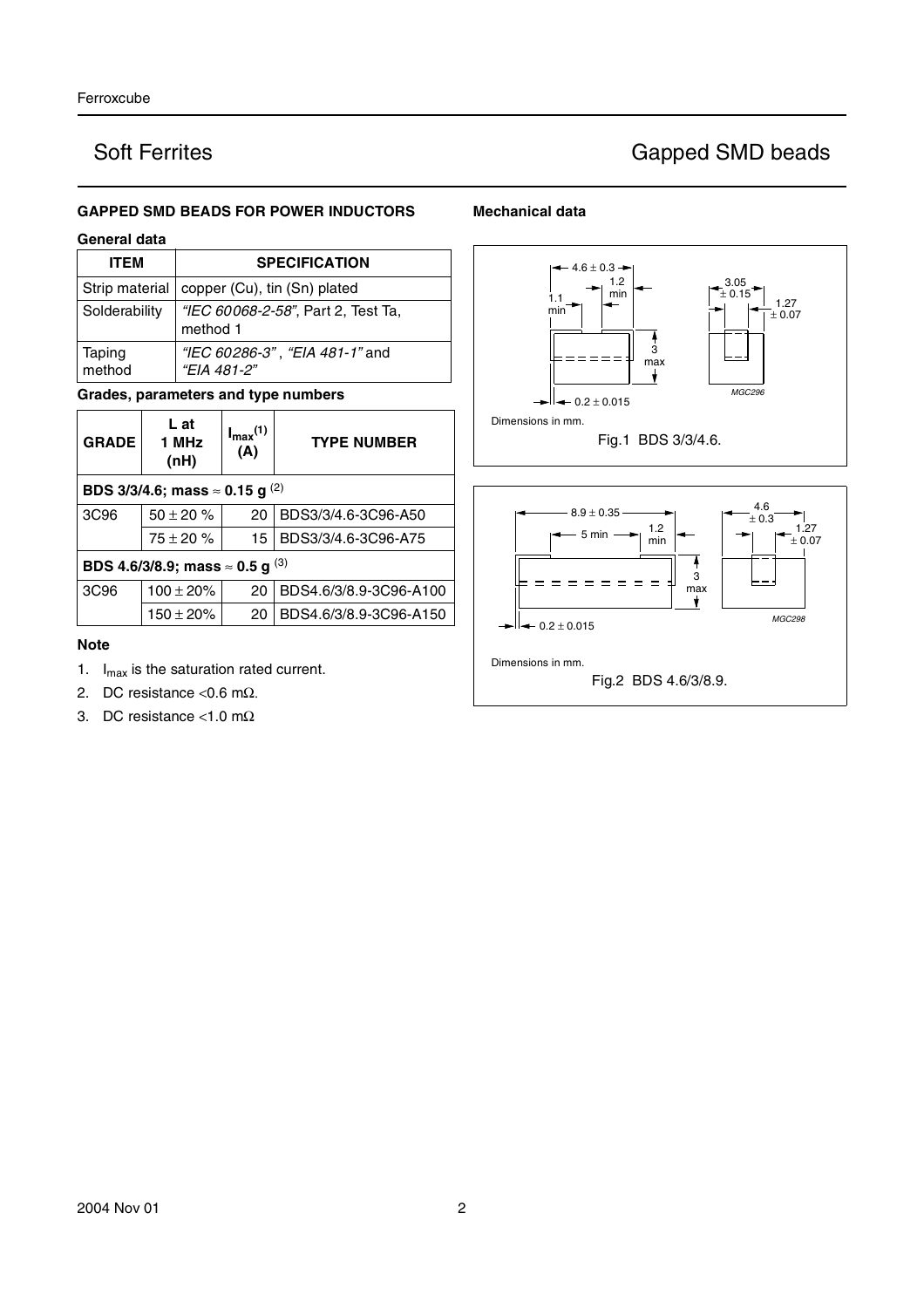## Soft Ferrites — Gapped SMD beads

### GAPPED SMD BEADS FOR POWER INDUCTORS

**General data**

| ITEM | SPECIFICATION |
|---|---|
| Strip material | copper (Cu), tin (Sn) plated |
| Solderability | *"IEC 60068-2-58"*, Part 2, Test Ta, method 1 |
| Taping method | *"IEC 60286-3"* , *"EIA 481-1"* and *"EIA 481-2"* |

**Grades, parameters and type numbers**

| GRADE | L at 1 MHz (nH) | $I_{max}$(1) (A) | TYPE NUMBER |
|---|---|---|---|
| **BDS 3/3/4.6; mass ≈ 0.15 g** (2) | | | |
| 3C96 | 50 ± 20 % | 20 | BDS3/3/4.6-3C96-A50 |
| | 75 ± 20 % | 15 | BDS3/3/4.6-3C96-A75 |
| **BDS 4.6/3/8.9; mass ≈ 0.5 g** (3) | | | |
| 3C96 | 100 ± 20% | 20 | BDS4.6/3/8.9-3C96-A100 |
| | 150 ± 20% | 20 | BDS4.6/3/8.9-3C96-A150 |

**Note**

1. $I_{max}$ is the saturation rated current.
2. DC resistance <0.6 mΩ.
3. DC resistance <1.0 mΩ

### Mechanical data

Dimensions in mm.

Fig.1 BDS 3/3/4.6.

Dimensions in mm.

Fig.2 BDS 4.6/3/8.9.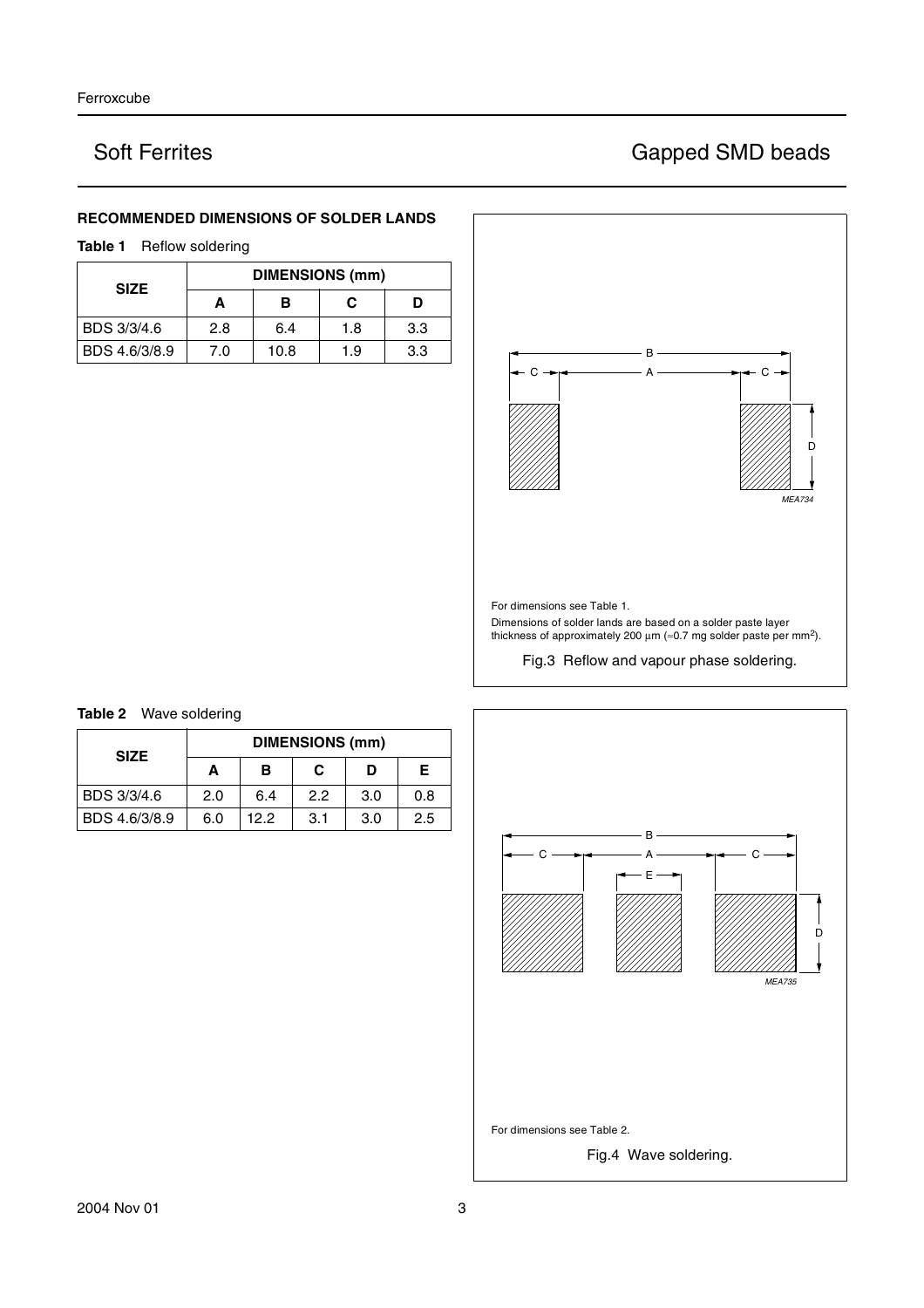## RECOMMENDED DIMENSIONS OF SOLDER LANDS

**Table 1** Reflow soldering

| SIZE | DIMENSIONS (mm) | | | |
|---|---|---|---|---|
| | A | B | C | D |
| BDS 3/3/4.6 | 2.8 | 6.4 | 1.8 | 3.3 |
| BDS 4.6/3/8.9 | 7.0 | 10.8 | 1.9 | 3.3 |

For dimensions see Table 1.

Dimensions of solder lands are based on a solder paste layer thickness of approximately 200 μm (≈0.7 mg solder paste per $mm^2$).

Fig.3 Reflow and vapour phase soldering.

**Table 2** Wave soldering

| SIZE | DIMENSIONS (mm) | | | | |
|---|---|---|---|---|---|
| | A | B | C | D | E |
| BDS 3/3/4.6 | 2.0 | 6.4 | 2.2 | 3.0 | 0.8 |
| BDS 4.6/3/8.9 | 6.0 | 12.2 | 3.1 | 3.0 | 2.5 |

For dimensions see Table 2.

Fig.4 Wave soldering.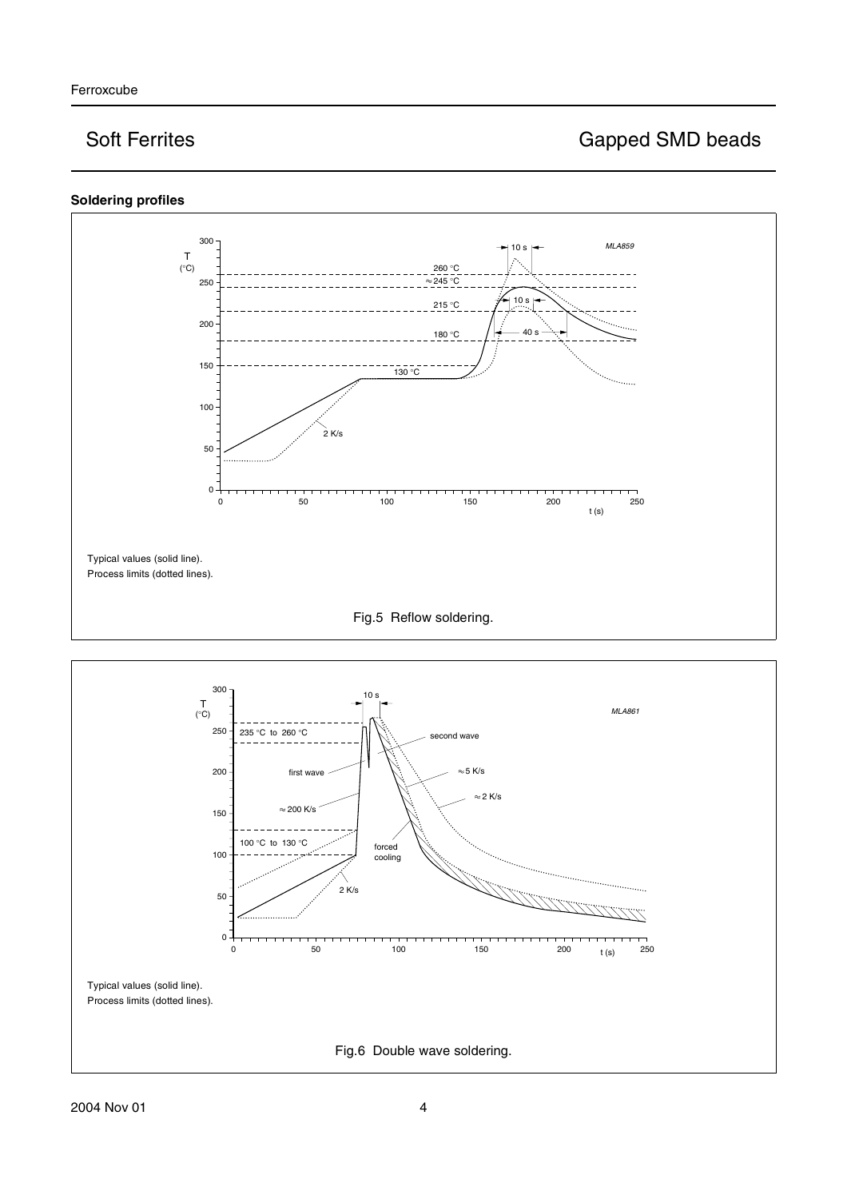### Soldering profiles

Typical values (solid line).
Process limits (dotted lines).

Fig.5 Reflow soldering.

Typical values (solid line).
Process limits (dotted lines).

Fig.6 Double wave soldering.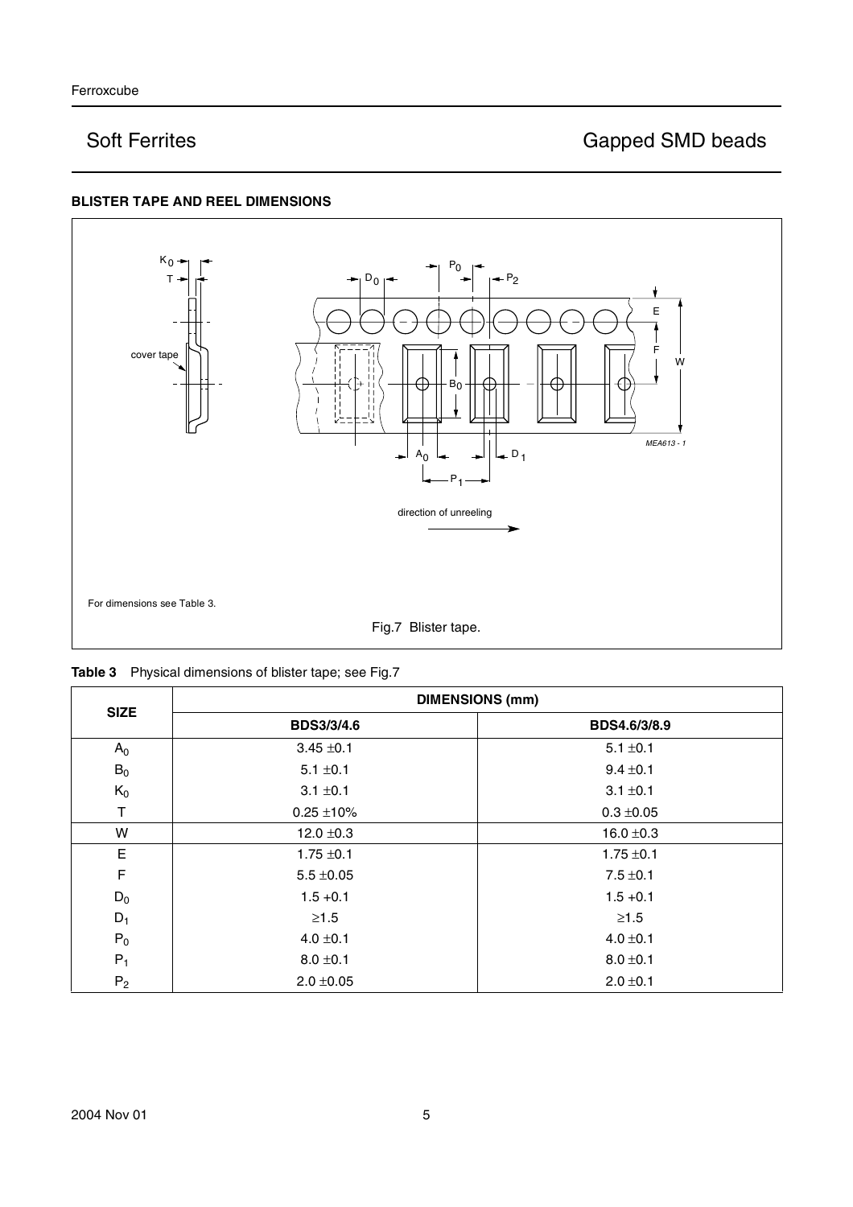**BLISTER TAPE AND REEL DIMENSIONS**

For dimensions see Table 3.

Fig.7 Blister tape.

**Table 3** Physical dimensions of blister tape; see Fig.7

| SIZE | DIMENSIONS (mm) | |
|---|---|---|
| | **BDS3/3/4.6** | **BDS4.6/3/8.9** |
| $A_0$ | 3.45 ±0.1 | 5.1 ±0.1 |
| $B_0$ | 5.1 ±0.1 | 9.4 ±0.1 |
| $K_0$ | 3.1 ±0.1 | 3.1 ±0.1 |
| T | 0.25 ±10% | 0.3 ±0.05 |
| W | 12.0 ±0.3 | 16.0 ±0.3 |
| E | 1.75 ±0.1 | 1.75 ±0.1 |
| F | 5.5 ±0.05 | 7.5 ±0.1 |
| $D_0$ | 1.5 +0.1 | 1.5 +0.1 |
| $D_1$ | ≥1.5 | ≥1.5 |
| $P_0$ | 4.0 ±0.1 | 4.0 ±0.1 |
| $P_1$ | 8.0 ±0.1 | 8.0 ±0.1 |
| $P_2$ | 2.0 ±0.05 | 2.0 ±0.1 |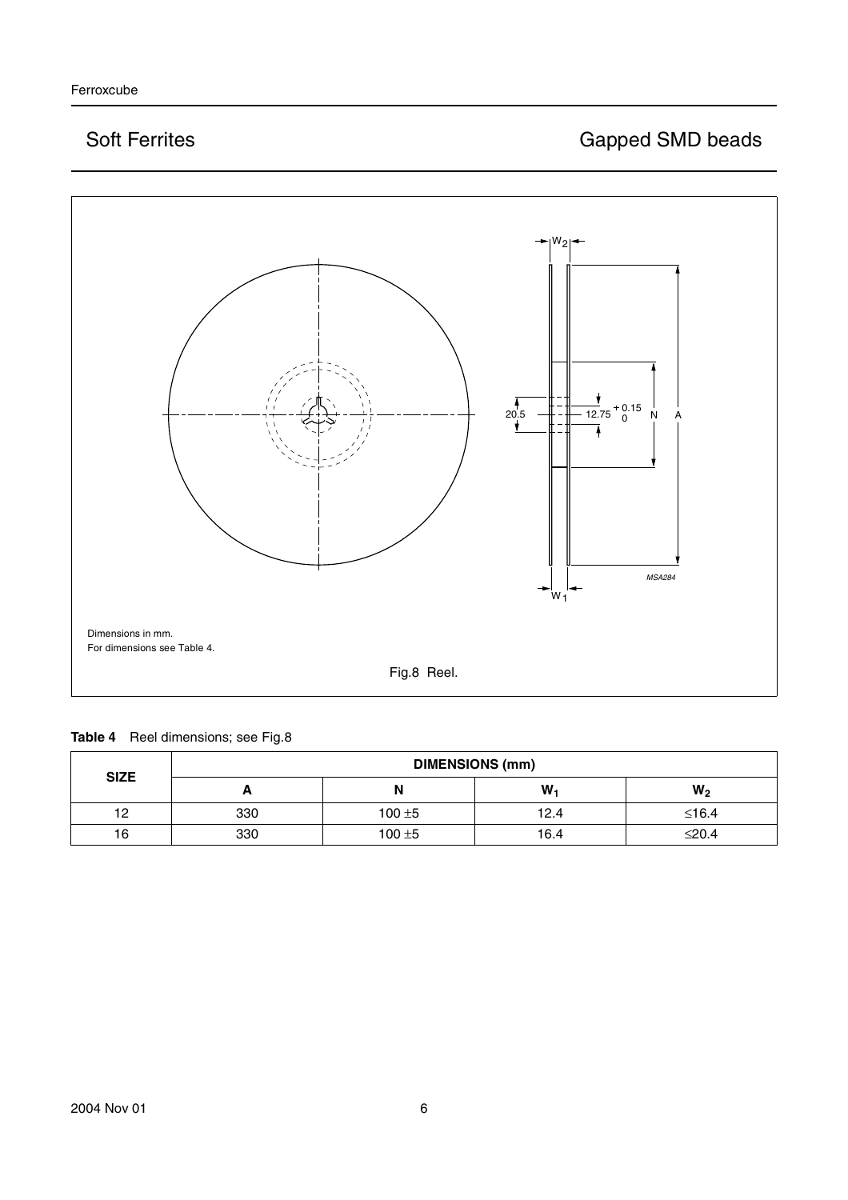Dimensions in mm.
For dimensions see Table 4.

Fig.8 Reel.

**Table 4** Reel dimensions; see Fig.8

| SIZE | DIMENSIONS (mm) | | | |
|---|---|---|---|---|
| | A | N | $W_1$ | $W_2$ |
| 12 | 330 | 100 ±5 | 12.4 | ≤16.4 |
| 16 | 330 | 100 ±5 | 16.4 | ≤20.4 |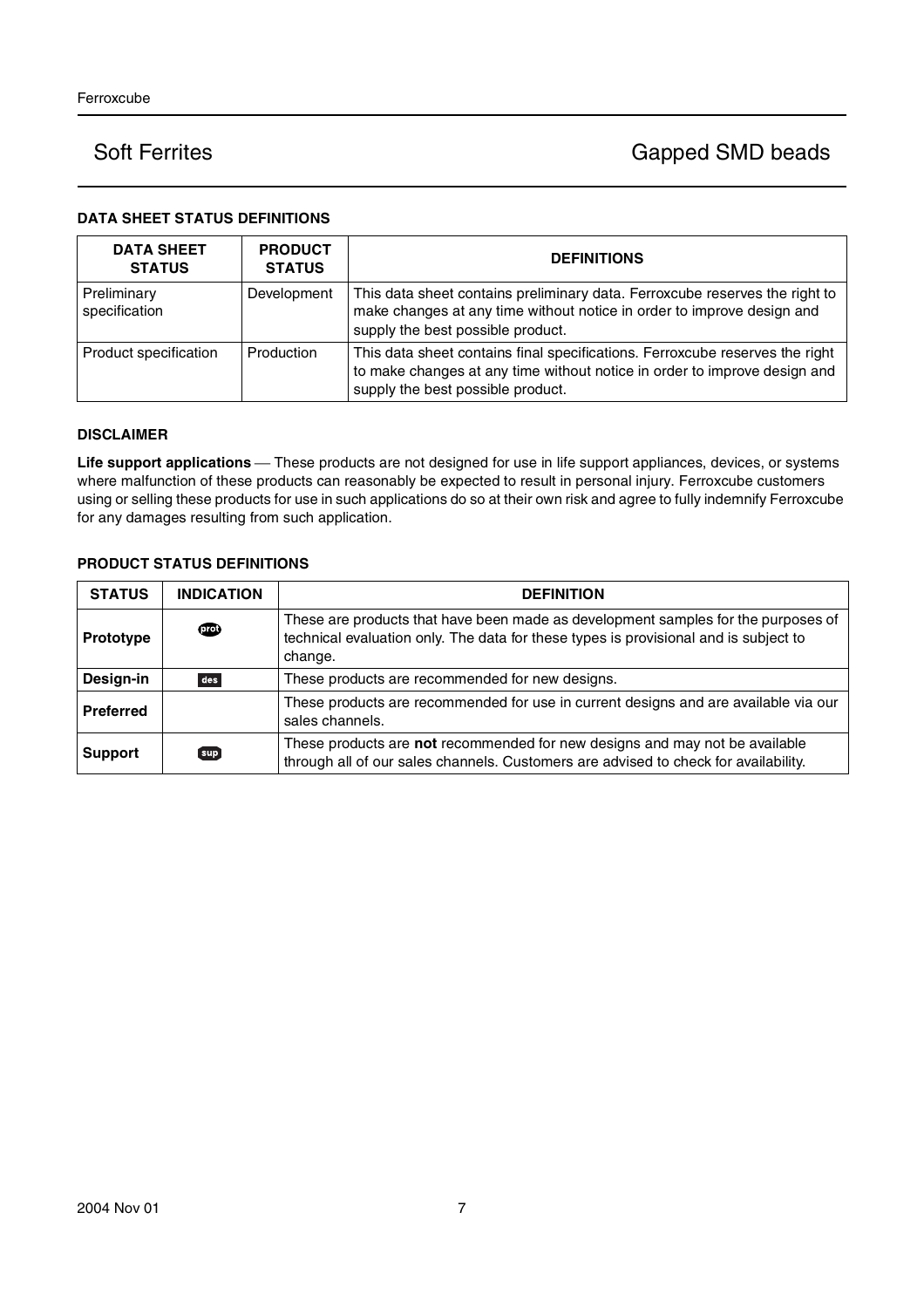### DATA SHEET STATUS DEFINITIONS

| DATA SHEET STATUS | PRODUCT STATUS | DEFINITIONS |
|---|---|---|
| Preliminary specification | Development | This data sheet contains preliminary data. Ferroxcube reserves the right to make changes at any time without notice in order to improve design and supply the best possible product. |
| Product specification | Production | This data sheet contains final specifications. Ferroxcube reserves the right to make changes at any time without notice in order to improve design and supply the best possible product. |

### DISCLAIMER

**Life support applications** — These products are not designed for use in life support appliances, devices, or systems where malfunction of these products can reasonably be expected to result in personal injury. Ferroxcube customers using or selling these products for use in such applications do so at their own risk and agree to fully indemnify Ferroxcube for any damages resulting from such application.

### PRODUCT STATUS DEFINITIONS

| STATUS | INDICATION | DEFINITION |
|---|---|---|
| **Prototype** | prot | These are products that have been made as development samples for the purposes of technical evaluation only. The data for these types is provisional and is subject to change. |
| **Design-in** | des | These products are recommended for new designs. |
| **Preferred** | | These products are recommended for use in current designs and are available via our sales channels. |
| **Support** | sup | These products are **not** recommended for new designs and may not be available through all of our sales channels. Customers are advised to check for availability. |